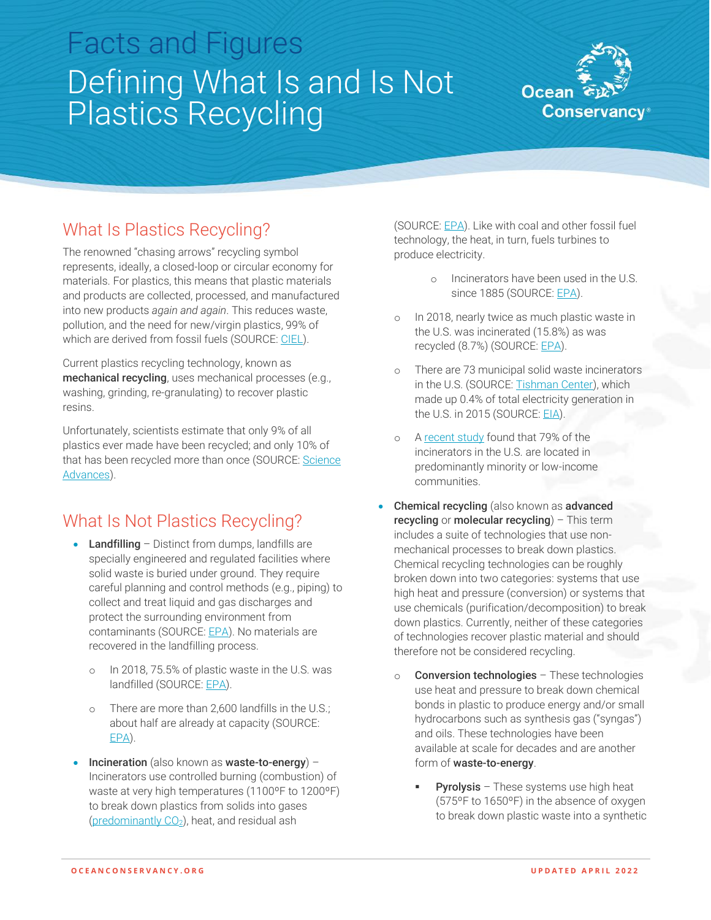# Facts and Figures

# Defining What Is and Is Not Plastics Recycling

## What Is Plastics Recycling?

The renowned "chasing arrows" recycling symbol represents, ideally, a closed-loop or circular economy for materials. For plastics, this means that plastic materials and products are collected, processed, and manufactured into new products *again and again*. This reduces waste, pollution, and the need for new/virgin plastics, 99% of which are derived from fossil fuels (SOURCE: CIEL).

Current plastics recycling technology, known as **mechanical recycling**, uses mechanical processes (e.g., washing, grinding, re-granulating) to recover plastic resins.

Unfortunately, scientists estimate that only 9% of all plastics ever made have been recycled; and only 10% of that has been recycled more than once (SOURCE: Science Advances).

## What Is Not Plastics Recycling?

- **Landfilling** – Distinct from dumps, landfills are specially engineered and regulated facilities where solid waste is buried under ground. They require careful planning and control methods (e.g., piping) to collect and treat liquid and gas discharges and protect the surrounding environment from contaminants (SOURCE: EPA). No materials are recovered in the landfilling process.
    - In 2018, 75.5% of plastic waste in the U.S. was landfilled (SOURCE: EPA).
    - There are more than 2,600 landfills in the U.S.; about half are already at capacity (SOURCE: EPA).
- **Incineration** (also known as **waste-to-energy**) – Incinerators use controlled burning (combustion) of waste at very high temperatures (1100ºF to 1200ºF) to break down plastics from solids into gases (predominantly $CO_2$), heat, and residual ash (SOURCE: EPA). Like with coal and other fossil fuel technology, the heat, in turn, fuels turbines to produce electricity.
        - Incinerators have been used in the U.S. since 1885 (SOURCE: EPA).
    - In 2018, nearly twice as much plastic waste in the U.S. was incinerated (15.8%) as was recycled (8.7%) (SOURCE: EPA).
    - There are 73 municipal solid waste incinerators in the U.S. (SOURCE: Tishman Center), which made up 0.4% of total electricity generation in the U.S. in 2015 (SOURCE: EIA).
    - A recent study found that 79% of the incinerators in the U.S. are located in predominantly minority or low-income communities.
- **Chemical recycling** (also known as **advanced recycling** or **molecular recycling**) – This term includes a suite of technologies that use non-mechanical processes to break down plastics. Chemical recycling technologies can be roughly broken down into two categories: systems that use high heat and pressure (conversion) or systems that use chemicals (purification/decomposition) to break down plastics. Currently, neither of these categories of technologies recover plastic material and should therefore not be considered recycling.
    - **Conversion technologies** – These technologies use heat and pressure to break down chemical bonds in plastic to produce energy and/or small hydrocarbons such as synthesis gas ("syngas") and oils. These technologies have been available at scale for decades and are another form of **waste-to-energy**.
        - **Pyrolysis** – These systems use high heat (575ºF to 1650ºF) in the absence of oxygen to break down plastic waste into a synthetic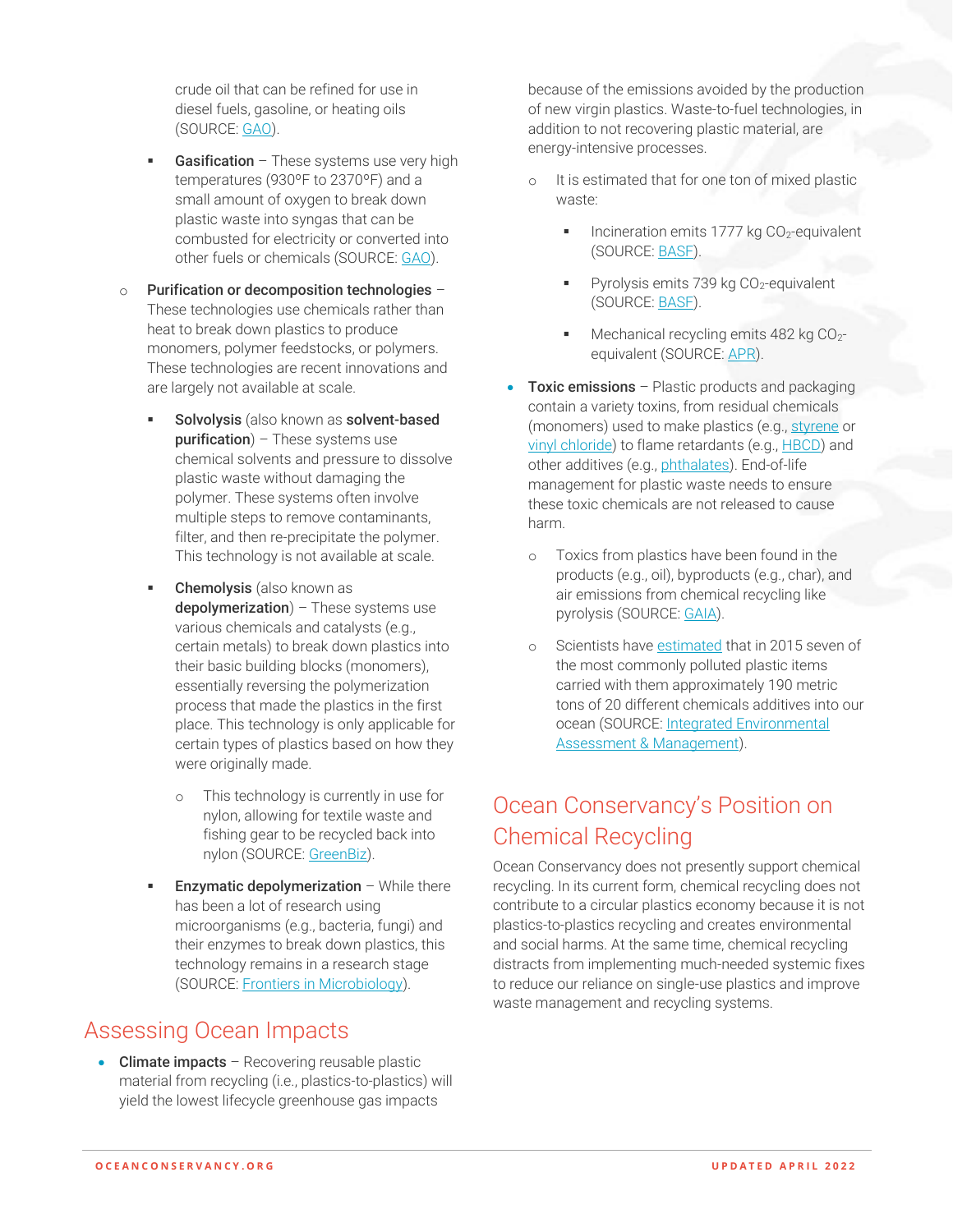crude oil that can be refined for use in diesel fuels, gasoline, or heating oils (SOURCE: GAO).

    - **Gasification** – These systems use very high temperatures (930ºF to 2370ºF) and a small amount of oxygen to break down plastic waste into syngas that can be combusted for electricity or converted into other fuels or chemicals (SOURCE: GAO).

- **Purification or decomposition technologies** – These technologies use chemicals rather than heat to break down plastics to produce monomers, polymer feedstocks, or polymers. These technologies are recent innovations and are largely not available at scale.

    - **Solvolysis** (also known as **solvent-based purification**) – These systems use chemical solvents and pressure to dissolve plastic waste without damaging the polymer. These systems often involve multiple steps to remove contaminants, filter, and then re-precipitate the polymer. This technology is not available at scale.

    - **Chemolysis** (also known as **depolymerization**) – These systems use various chemicals and catalysts (e.g., certain metals) to break down plastics into their basic building blocks (monomers), essentially reversing the polymerization process that made the plastics in the first place. This technology is only applicable for certain types of plastics based on how they were originally made.

        - This technology is currently in use for nylon, allowing for textile waste and fishing gear to be recycled back into nylon (SOURCE: GreenBiz).

    - **Enzymatic depolymerization** – While there has been a lot of research using microorganisms (e.g., bacteria, fungi) and their enzymes to break down plastics, this technology remains in a research stage (SOURCE: Frontiers in Microbiology).

## Assessing Ocean Impacts

- **Climate impacts** – Recovering reusable plastic material from recycling (i.e., plastics-to-plastics) will yield the lowest lifecycle greenhouse gas impacts because of the emissions avoided by the production of new virgin plastics. Waste-to-fuel technologies, in addition to not recovering plastic material, are energy-intensive processes.

    - It is estimated that for one ton of mixed plastic waste:

        - Incineration emits 1777 kg $CO_2$-equivalent (SOURCE: BASF).

        - Pyrolysis emits 739 kg $CO_2$-equivalent (SOURCE: BASF).

        - Mechanical recycling emits 482 kg $CO_2$-equivalent (SOURCE: APR).

- **Toxic emissions** – Plastic products and packaging contain a variety toxins, from residual chemicals (monomers) used to make plastics (e.g., styrene or vinyl chloride) to flame retardants (e.g., HBCD) and other additives (e.g., phthalates). End-of-life management for plastic waste needs to ensure these toxic chemicals are not released to cause harm.

    - Toxics from plastics have been found in the products (e.g., oil), byproducts (e.g., char), and air emissions from chemical recycling like pyrolysis (SOURCE: GAIA).

    - Scientists have estimated that in 2015 seven of the most commonly polluted plastic items carried with them approximately 190 metric tons of 20 different chemicals additives into our ocean (SOURCE: Integrated Environmental Assessment & Management).

## Ocean Conservancy's Position on Chemical Recycling

Ocean Conservancy does not presently support chemical recycling. In its current form, chemical recycling does not contribute to a circular plastics economy because it is not plastics-to-plastics recycling and creates environmental and social harms. At the same time, chemical recycling distracts from implementing much-needed systemic fixes to reduce our reliance on single-use plastics and improve waste management and recycling systems.